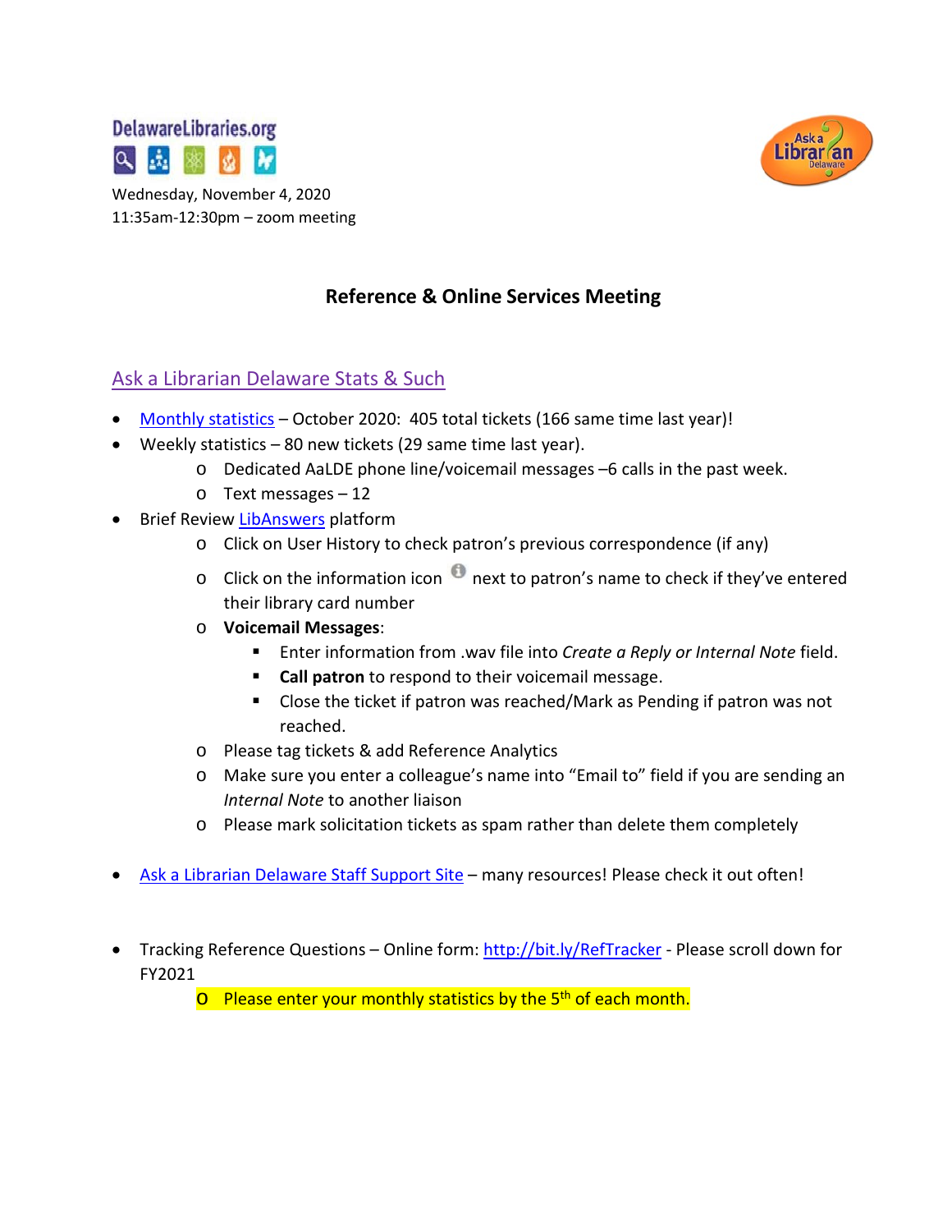DelawareLibraries.org

Wednesday, November 4, 2020
11:35am-12:30pm – zoom meeting

# Reference & Online Services Meeting

## Ask a Librarian Delaware Stats & Such

- Monthly statistics – October 2020: 405 total tickets (166 same time last year)!
- Weekly statistics – 80 new tickets (29 same time last year).
  - Dedicated AaLDE phone line/voicemail messages –6 calls in the past week.
  - Text messages – 12
- Brief Review LibAnswers platform
  - Click on User History to check patron's previous correspondence (if any)
  - Click on the information icon next to patron's name to check if they've entered their library card number
  - **Voicemail Messages**:
    - Enter information from .wav file into *Create a Reply or Internal Note* field.
    - **Call patron** to respond to their voicemail message.
    - Close the ticket if patron was reached/Mark as Pending if patron was not reached.
  - Please tag tickets & add Reference Analytics
  - Make sure you enter a colleague's name into "Email to" field if you are sending an *Internal Note* to another liaison
  - Please mark solicitation tickets as spam rather than delete them completely

- Ask a Librarian Delaware Staff Support Site – many resources! Please check it out often!

- Tracking Reference Questions – Online form: http://bit.ly/RefTracker - Please scroll down for FY2021
  - Please enter your monthly statistics by the 5th of each month.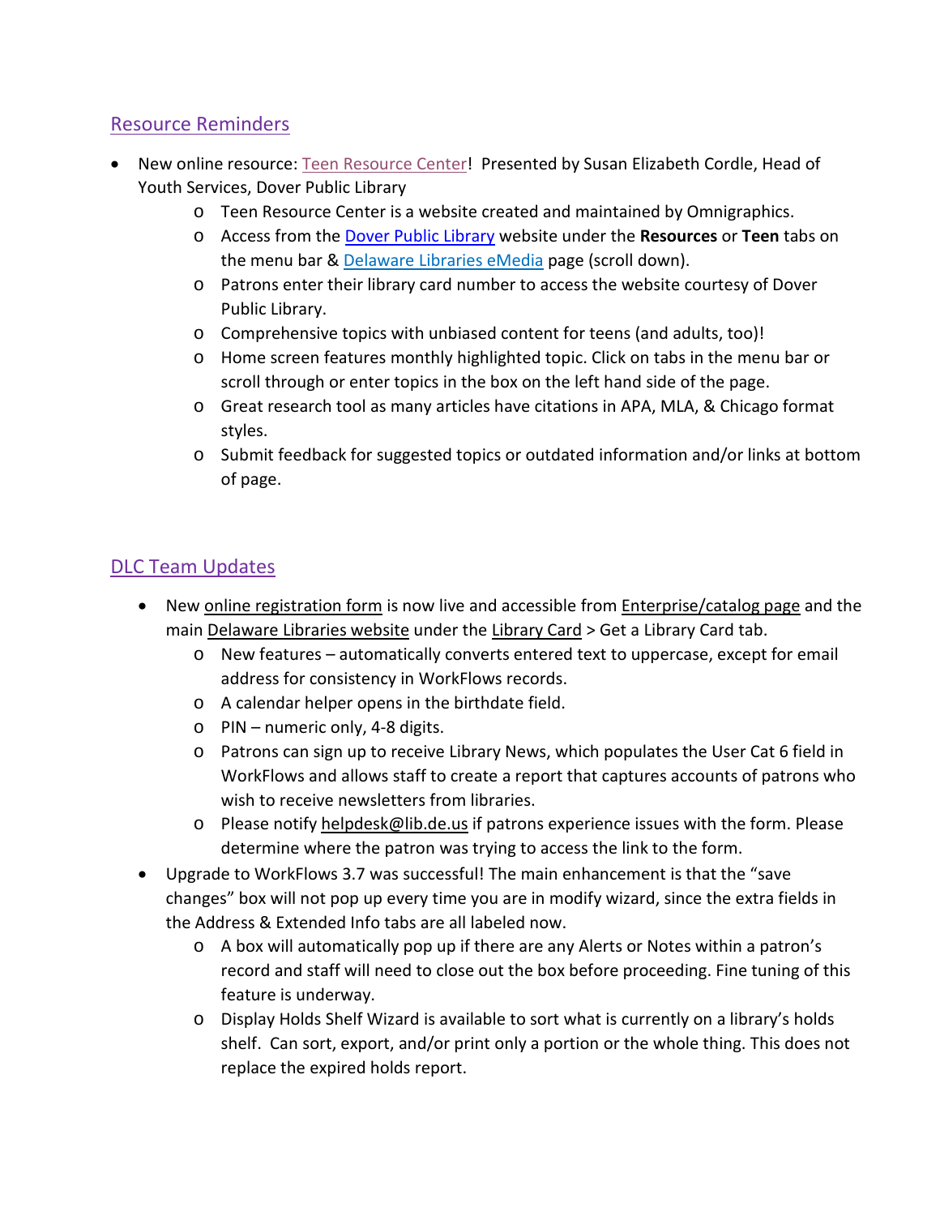## Resource Reminders

- New online resource: Teen Resource Center! Presented by Susan Elizabeth Cordle, Head of Youth Services, Dover Public Library
  - Teen Resource Center is a website created and maintained by Omnigraphics.
  - Access from the Dover Public Library website under the **Resources** or **Teen** tabs on the menu bar & Delaware Libraries eMedia page (scroll down).
  - Patrons enter their library card number to access the website courtesy of Dover Public Library.
  - Comprehensive topics with unbiased content for teens (and adults, too)!
  - Home screen features monthly highlighted topic. Click on tabs in the menu bar or scroll through or enter topics in the box on the left hand side of the page.
  - Great research tool as many articles have citations in APA, MLA, & Chicago format styles.
  - Submit feedback for suggested topics or outdated information and/or links at bottom of page.

## DLC Team Updates

- New online registration form is now live and accessible from Enterprise/catalog page and the main Delaware Libraries website under the Library Card > Get a Library Card tab.
  - New features – automatically converts entered text to uppercase, except for email address for consistency in WorkFlows records.
  - A calendar helper opens in the birthdate field.
  - PIN – numeric only, 4-8 digits.
  - Patrons can sign up to receive Library News, which populates the User Cat 6 field in WorkFlows and allows staff to create a report that captures accounts of patrons who wish to receive newsletters from libraries.
  - Please notify helpdesk@lib.de.us if patrons experience issues with the form. Please determine where the patron was trying to access the link to the form.
- Upgrade to WorkFlows 3.7 was successful! The main enhancement is that the "save changes" box will not pop up every time you are in modify wizard, since the extra fields in the Address & Extended Info tabs are all labeled now.
  - A box will automatically pop up if there are any Alerts or Notes within a patron's record and staff will need to close out the box before proceeding. Fine tuning of this feature is underway.
  - Display Holds Shelf Wizard is available to sort what is currently on a library's holds shelf. Can sort, export, and/or print only a portion or the whole thing. This does not replace the expired holds report.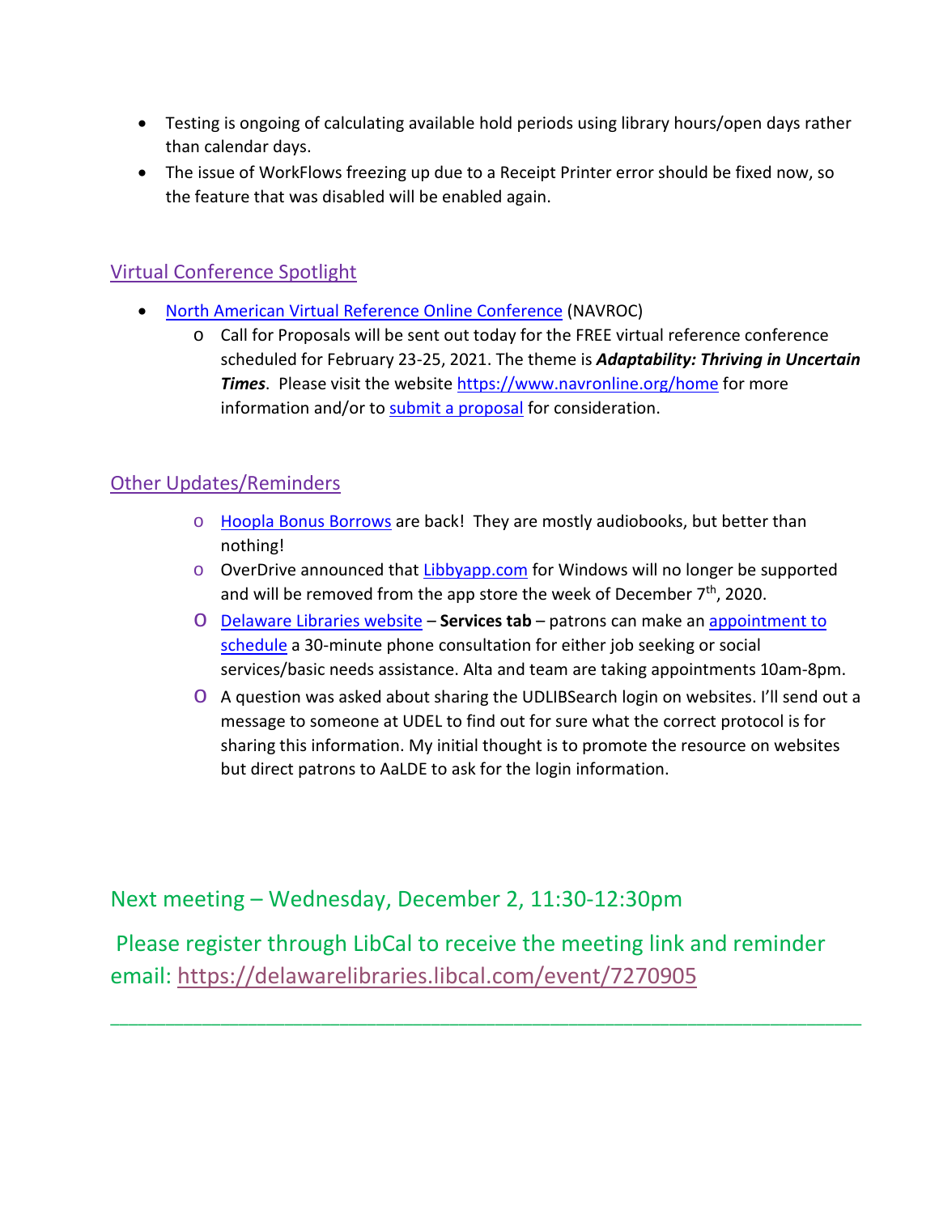- Testing is ongoing of calculating available hold periods using library hours/open days rather than calendar days.
- The issue of WorkFlows freezing up due to a Receipt Printer error should be fixed now, so the feature that was disabled will be enabled again.

## Virtual Conference Spotlight

- North American Virtual Reference Online Conference (NAVROC)
  - Call for Proposals will be sent out today for the FREE virtual reference conference scheduled for February 23-25, 2021. The theme is ***Adaptability: Thriving in Uncertain Times***. Please visit the website https://www.navronline.org/home for more information and/or to submit a proposal for consideration.

## Other Updates/Reminders

- Hoopla Bonus Borrows are back! They are mostly audiobooks, but better than nothing!
- OverDrive announced that Libbyapp.com for Windows will no longer be supported and will be removed from the app store the week of December 7th, 2020.
- Delaware Libraries website – **Services tab** – patrons can make an appointment to schedule a 30-minute phone consultation for either job seeking or social services/basic needs assistance. Alta and team are taking appointments 10am-8pm.
- A question was asked about sharing the UDLIBSearch login on websites. I'll send out a message to someone at UDEL to find out for sure what the correct protocol is for sharing this information. My initial thought is to promote the resource on websites but direct patrons to AaLDE to ask for the login information.

## Next meeting – Wednesday, December 2, 11:30-12:30pm

Please register through LibCal to receive the meeting link and reminder email: https://delawarelibraries.libcal.com/event/7270905

---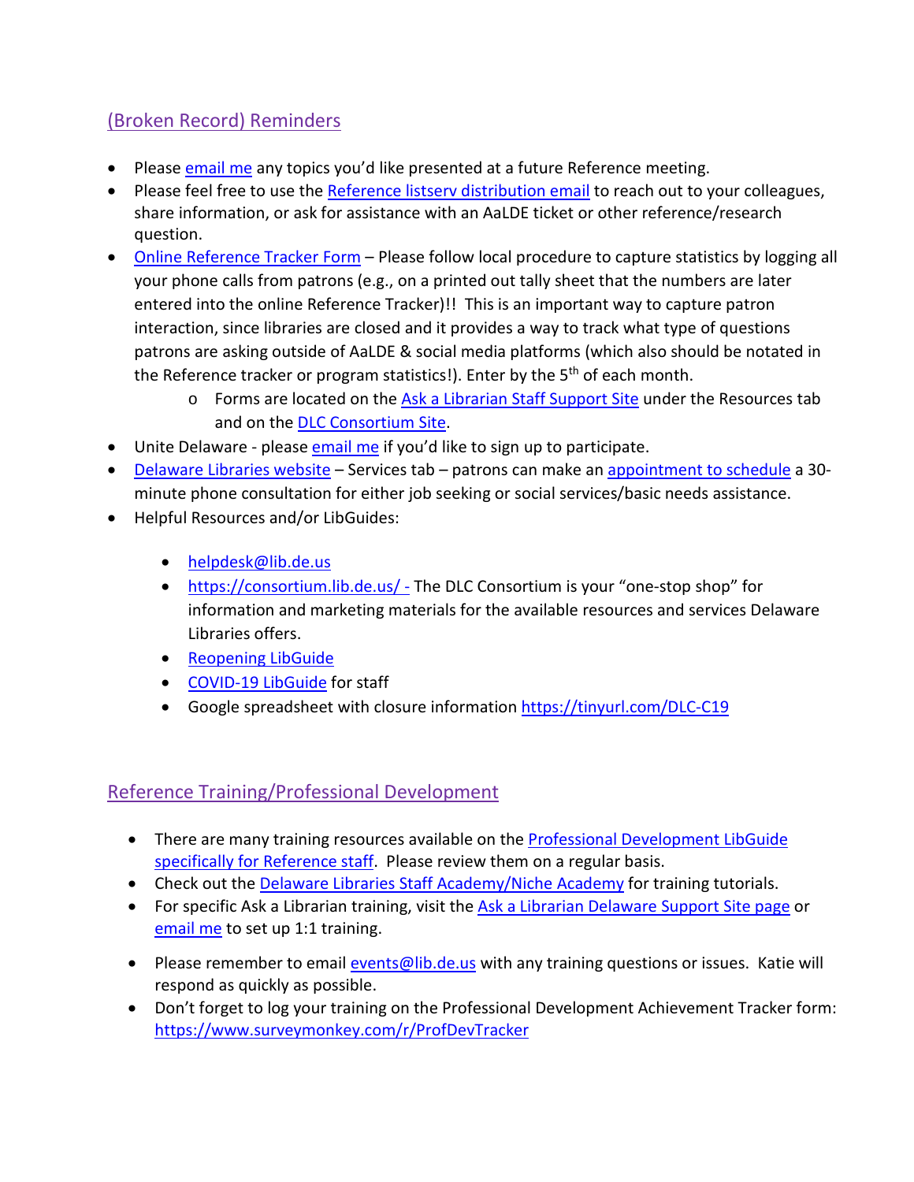## (Broken Record) Reminders

- Please email me any topics you'd like presented at a future Reference meeting.
- Please feel free to use the Reference listserv distribution email to reach out to your colleagues, share information, or ask for assistance with an AaLDE ticket or other reference/research question.
- Online Reference Tracker Form – Please follow local procedure to capture statistics by logging all your phone calls from patrons (e.g., on a printed out tally sheet that the numbers are later entered into the online Reference Tracker)!! This is an important way to capture patron interaction, since libraries are closed and it provides a way to track what type of questions patrons are asking outside of AaLDE & social media platforms (which also should be notated in the Reference tracker or program statistics!). Enter by the 5th of each month.
  - Forms are located on the Ask a Librarian Staff Support Site under the Resources tab and on the DLC Consortium Site.
- Unite Delaware - please email me if you'd like to sign up to participate.
- Delaware Libraries website – Services tab – patrons can make an appointment to schedule a 30-minute phone consultation for either job seeking or social services/basic needs assistance.
- Helpful Resources and/or LibGuides:
  - helpdesk@lib.de.us
  - https://consortium.lib.de.us/ - The DLC Consortium is your "one-stop shop" for information and marketing materials for the available resources and services Delaware Libraries offers.
  - Reopening LibGuide
  - COVID-19 LibGuide for staff
  - Google spreadsheet with closure information https://tinyurl.com/DLC-C19

## Reference Training/Professional Development

- There are many training resources available on the Professional Development LibGuide specifically for Reference staff. Please review them on a regular basis.
- Check out the Delaware Libraries Staff Academy/Niche Academy for training tutorials.
- For specific Ask a Librarian training, visit the Ask a Librarian Delaware Support Site page or email me to set up 1:1 training.
- Please remember to email events@lib.de.us with any training questions or issues. Katie will respond as quickly as possible.
- Don't forget to log your training on the Professional Development Achievement Tracker form: https://www.surveymonkey.com/r/ProfDevTracker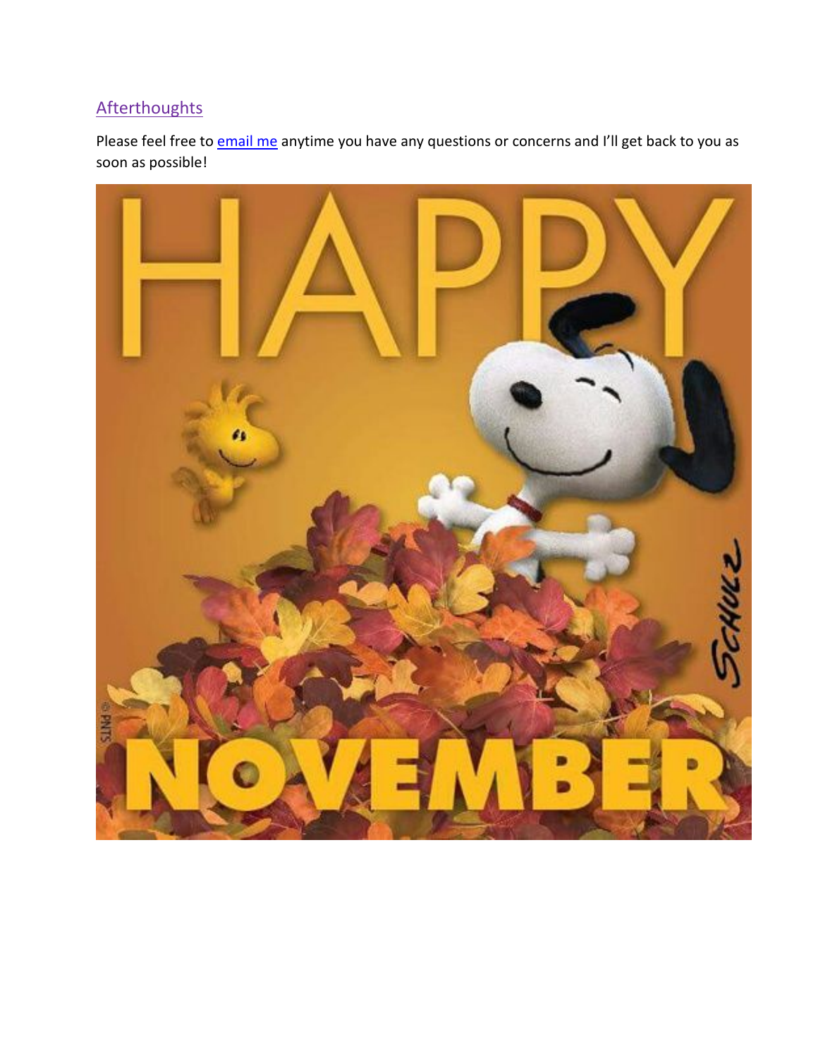## Afterthoughts

Please feel free to email me anytime you have any questions or concerns and I'll get back to you as soon as possible!